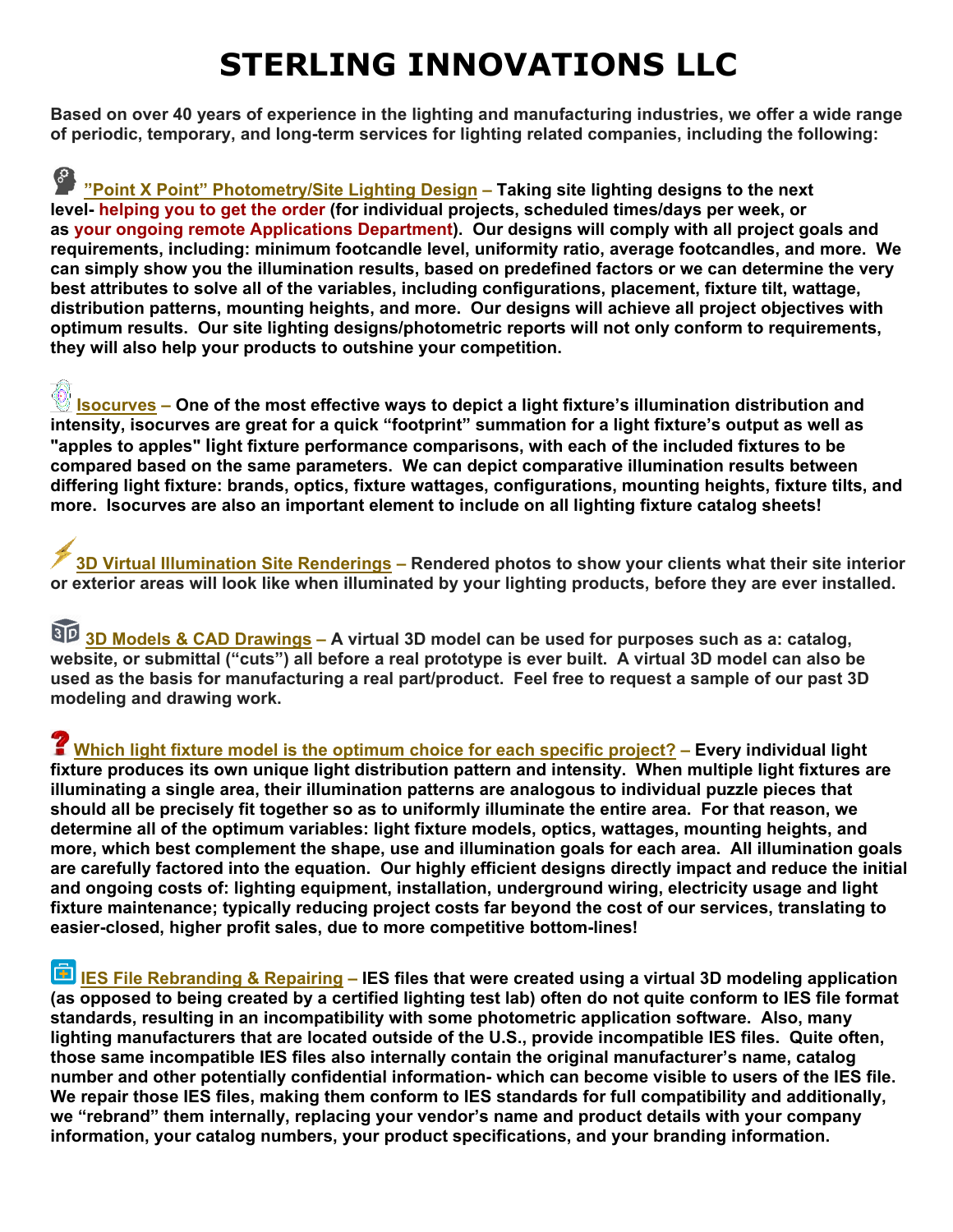# STERLING INNOVATIONS LLC

**Based on over 40 years of experience in the lighting and manufacturing industries, we offer a wide range of periodic, temporary, and long-term services for lighting related companies, including the following:**

**"Point X Point" Photometry/Site Lighting Design – Taking site lighting designs to the next level- helping you to get the order (for individual projects, scheduled times/days per week, or as your ongoing remote Applications Department). Our designs will comply with all project goals and requirements, including: minimum footcandle level, uniformity ratio, average footcandles, and more. We can simply show you the illumination results, based on predefined factors or we can determine the very best attributes to solve all of the variables, including configurations, placement, fixture tilt, wattage, distribution patterns, mounting heights, and more. Our designs will achieve all project objectives with optimum results. Our site lighting designs/photometric reports will not only conform to requirements, they will also help your products to outshine your competition.**

**Isocurves – One of the most effective ways to depict a light fixture's illumination distribution and intensity, isocurves are great for a quick "footprint" summation for a light fixture's output as well as "apples to apples" light fixture performance comparisons, with each of the included fixtures to be compared based on the same parameters. We can depict comparative illumination results between differing light fixture: brands, optics, fixture wattages, configurations, mounting heights, fixture tilts, and more. Isocurves are also an important element to include on all lighting fixture catalog sheets!**

**3D Virtual Illumination Site Renderings – Rendered photos to show your clients what their site interior or exterior areas will look like when illuminated by your lighting products, before they are ever installed.**

**3D Models & CAD Drawings – A virtual 3D model can be used for purposes such as a: catalog, website, or submittal ("cuts") all before a real prototype is ever built. A virtual 3D model can also be used as the basis for manufacturing a real part/product. Feel free to request a sample of our past 3D modeling and drawing work.**

**Which light fixture model is the optimum choice for each specific project? – Every individual light fixture produces its own unique light distribution pattern and intensity. When multiple light fixtures are illuminating a single area, their illumination patterns are analogous to individual puzzle pieces that should all be precisely fit together so as to uniformly illuminate the entire area. For that reason, we determine all of the optimum variables: light fixture models, optics, wattages, mounting heights, and more, which best complement the shape, use and illumination goals for each area. All illumination goals are carefully factored into the equation. Our highly efficient designs directly impact and reduce the initial and ongoing costs of: lighting equipment, installation, underground wiring, electricity usage and light fixture maintenance; typically reducing project costs far beyond the cost of our services, translating to easier-closed, higher profit sales, due to more competitive bottom-lines!**

**IES File Rebranding & Repairing – IES files that were created using a virtual 3D modeling application (as opposed to being created by a certified lighting test lab) often do not quite conform to IES file format standards, resulting in an incompatibility with some photometric application software. Also, many lighting manufacturers that are located outside of the U.S., provide incompatible IES files. Quite often, those same incompatible IES files also internally contain the original manufacturer's name, catalog number and other potentially confidential information- which can become visible to users of the IES file. We repair those IES files, making them conform to IES standards for full compatibility and additionally, we "rebrand" them internally, replacing your vendor's name and product details with your company information, your catalog numbers, your product specifications, and your branding information.**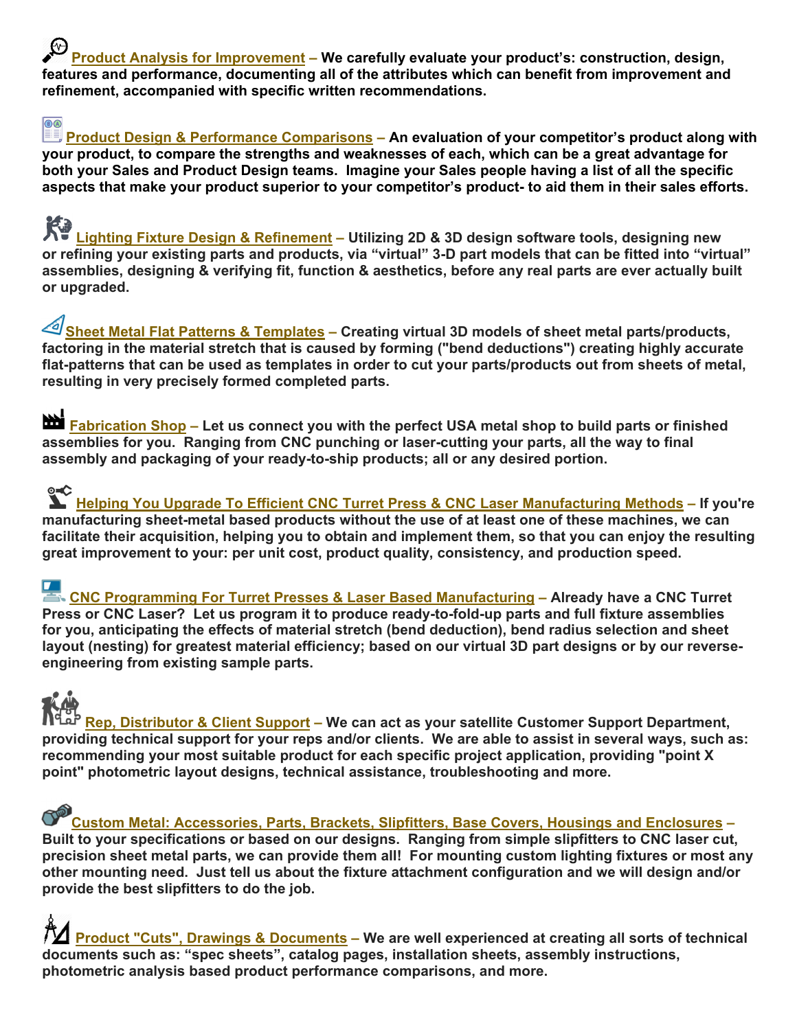**Product Analysis for Improvement** – **We carefully evaluate your product's: construction, design, features and performance, documenting all of the attributes which can benefit from improvement and refinement, accompanied with specific written recommendations.**

**Product Design & Performance Comparisons** – **An evaluation of your competitor's product along with your product, to compare the strengths and weaknesses of each, which can be a great advantage for both your Sales and Product Design teams. Imagine your Sales people having a list of all the specific aspects that make your product superior to your competitor's product- to aid them in their sales efforts.**

**Lighting Fixture Design & Refinement** – **Utilizing 2D & 3D design software tools, designing new or refining your existing parts and products, via "virtual" 3-D part models that can be fitted into "virtual" assemblies, designing & verifying fit, function & aesthetics, before any real parts are ever actually built or upgraded.**

**Sheet Metal Flat Patterns & Templates** – **Creating virtual 3D models of sheet metal parts/products, factoring in the material stretch that is caused by forming ("bend deductions") creating highly accurate flat-patterns that can be used as templates in order to cut your parts/products out from sheets of metal, resulting in very precisely formed completed parts.**

**Fabrication Shop** – **Let us connect you with the perfect USA metal shop to build parts or finished assemblies for you. Ranging from CNC punching or laser-cutting your parts, all the way to final assembly and packaging of your ready-to-ship products; all or any desired portion.**

**Helping You Upgrade To Efficient CNC Turret Press & CNC Laser Manufacturing Methods** – **If you're manufacturing sheet-metal based products without the use of at least one of these machines, we can facilitate their acquisition, helping you to obtain and implement them, so that you can enjoy the resulting great improvement to your: per unit cost, product quality, consistency, and production speed.**

**CNC Programming For Turret Presses & Laser Based Manufacturing** – **Already have a CNC Turret Press or CNC Laser? Let us program it to produce ready-to-fold-up parts and full fixture assemblies for you, anticipating the effects of material stretch (bend deduction), bend radius selection and sheet layout (nesting) for greatest material efficiency; based on our virtual 3D part designs or by our reverse-engineering from existing sample parts.**

**Rep, Distributor & Client Support** – **We can act as your satellite Customer Support Department, providing technical support for your reps and/or clients. We are able to assist in several ways, such as: recommending your most suitable product for each specific project application, providing "point X point" photometric layout designs, technical assistance, troubleshooting and more.**

**Custom Metal: Accessories, Parts, Brackets, Slipfitters, Base Covers, Housings and Enclosures** – **Built to your specifications or based on our designs. Ranging from simple slipfitters to CNC laser cut, precision sheet metal parts, we can provide them all! For mounting custom lighting fixtures or most any other mounting need. Just tell us about the fixture attachment configuration and we will design and/or provide the best slipfitters to do the job.**

**Product "Cuts", Drawings & Documents** – **We are well experienced at creating all sorts of technical documents such as: "spec sheets", catalog pages, installation sheets, assembly instructions, photometric analysis based product performance comparisons, and more.**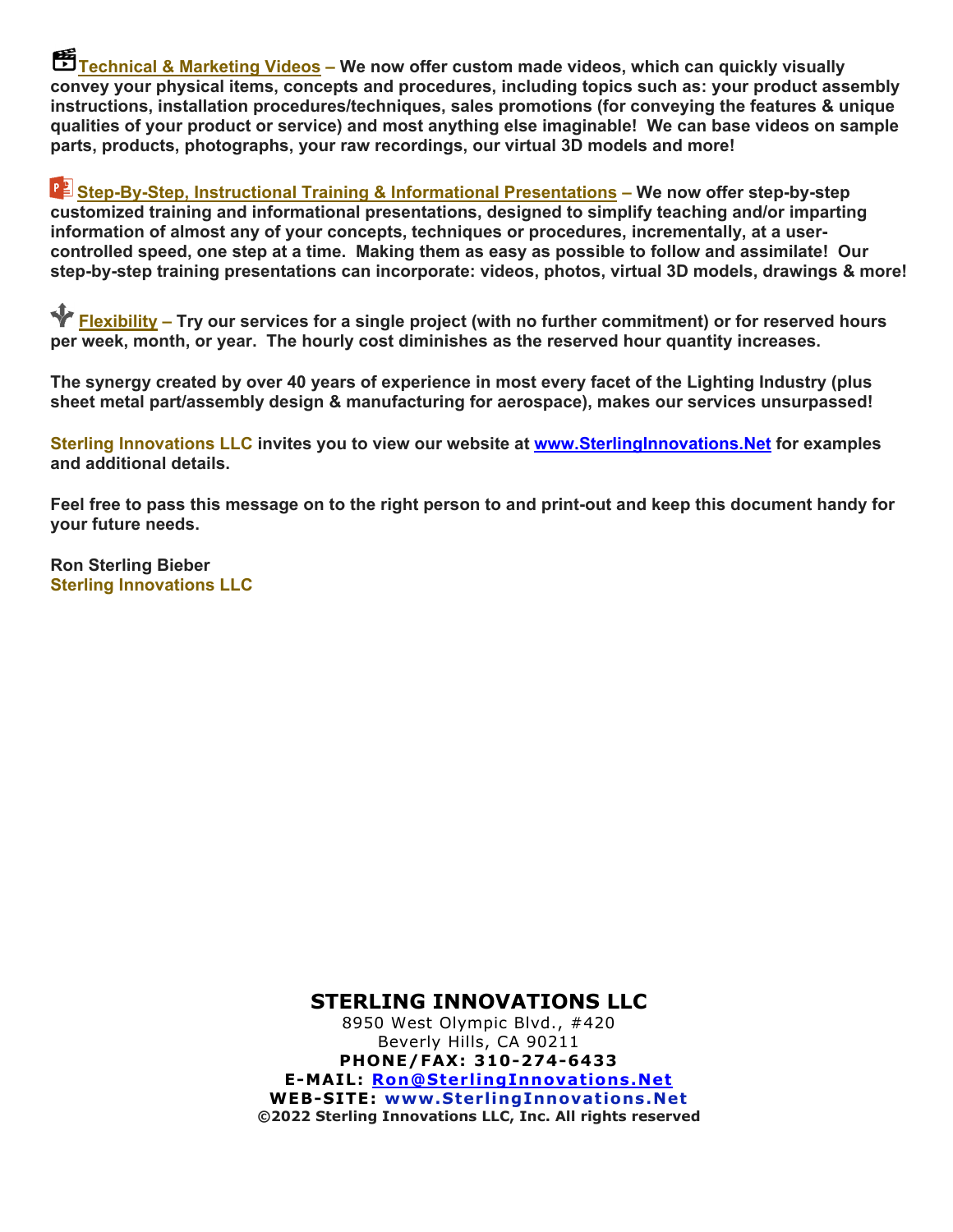**Technical & Marketing Videos – We now offer custom made videos, which can quickly visually convey your physical items, concepts and procedures, including topics such as: your product assembly instructions, installation procedures/techniques, sales promotions (for conveying the features & unique qualities of your product or service) and most anything else imaginable! We can base videos on sample parts, products, photographs, your raw recordings, our virtual 3D models and more!**

**Step-By-Step, Instructional Training & Informational Presentations – We now offer step-by-step customized training and informational presentations, designed to simplify teaching and/or imparting information of almost any of your concepts, techniques or procedures, incrementally, at a user-controlled speed, one step at a time. Making them as easy as possible to follow and assimilate! Our step-by-step training presentations can incorporate: videos, photos, virtual 3D models, drawings & more!**

**Flexibility – Try our services for a single project (with no further commitment) or for reserved hours per week, month, or year. The hourly cost diminishes as the reserved hour quantity increases.**

**The synergy created by over 40 years of experience in most every facet of the Lighting Industry (plus sheet metal part/assembly design & manufacturing for aerospace), makes our services unsurpassed!**

**Sterling Innovations LLC invites you to view our website at www.SterlingInnovations.Net for examples and additional details.**

**Feel free to pass this message on to the right person to and print-out and keep this document handy for your future needs.**

**Ron Sterling Bieber**
**Sterling Innovations LLC**

**STERLING INNOVATIONS LLC**
8950 West Olympic Blvd., #420
Beverly Hills, CA 90211
**PHONE/FAX: 310-274-6433**
**E-MAIL: Ron@SterlingInnovations.Net**
**WEB-SITE: www.SterlingInnovations.Net**
**©2022 Sterling Innovations LLC, Inc. All rights reserved**